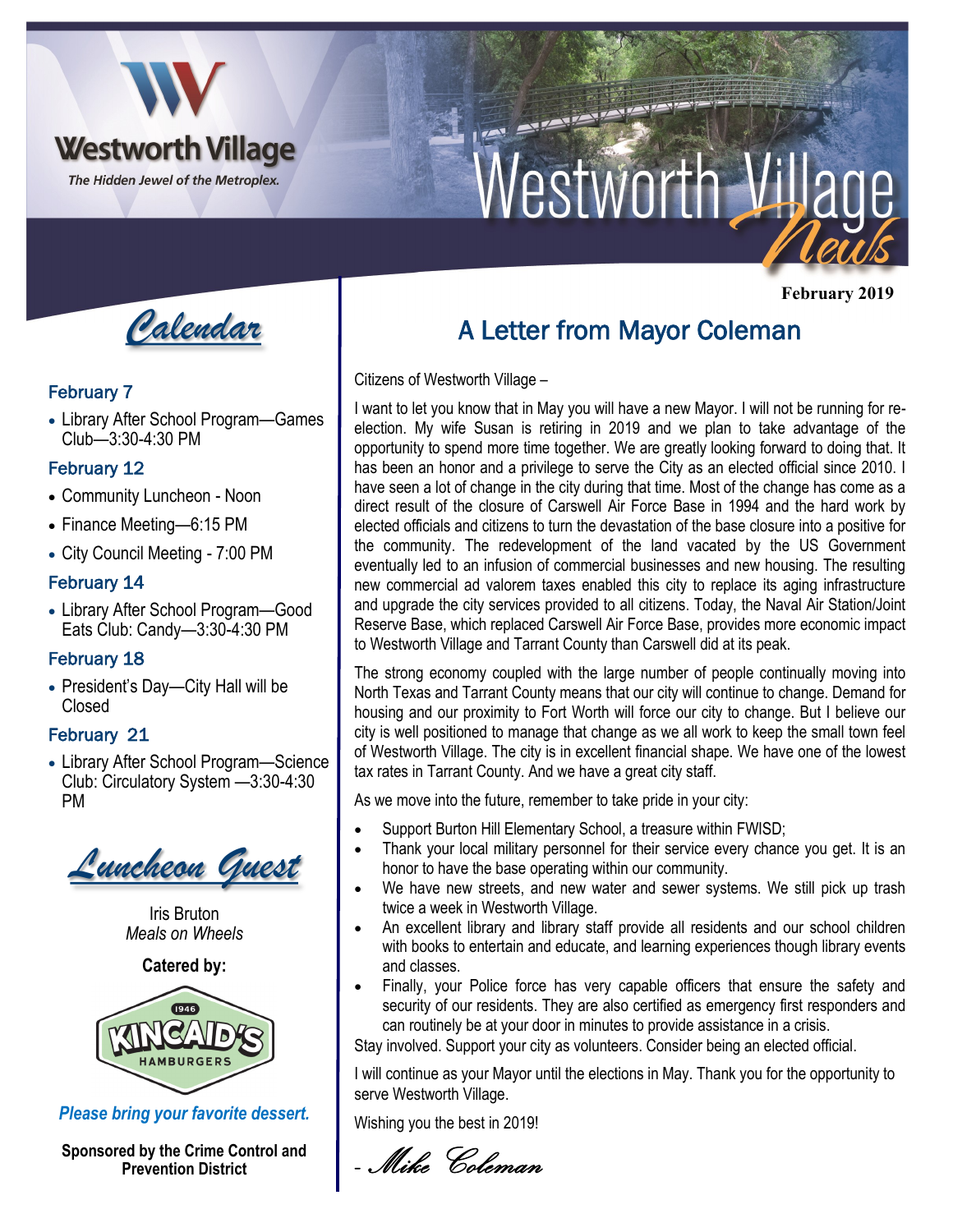# Westworth Village News

Westworth Village
*The Hidden Jewel of the Metroplex.*

February 2019

## Calendar

### February 7

- Library After School Program—Games Club—3:30-4:30 PM

### February 12

- Community Luncheon - Noon
- Finance Meeting—6:15 PM
- City Council Meeting - 7:00 PM

### February 14

- Library After School Program—Good Eats Club: Candy—3:30-4:30 PM

### February 18

- President's Day—City Hall will be Closed

### February 21

- Library After School Program—Science Club: Circulatory System —3:30-4:30 PM

## Luncheon Guest

Iris Bruton
*Meals on Wheels*

**Catered by:**

1946 KINCAID'S HAMBURGERS

*Please bring your favorite dessert.*

**Sponsored by the Crime Control and Prevention District**

## A Letter from Mayor Coleman

Citizens of Westworth Village –

I want to let you know that in May you will have a new Mayor. I will not be running for re-election. My wife Susan is retiring in 2019 and we plan to take advantage of the opportunity to spend more time together. We are greatly looking forward to doing that. It has been an honor and a privilege to serve the City as an elected official since 2010. I have seen a lot of change in the city during that time. Most of the change has come as a direct result of the closure of Carswell Air Force Base in 1994 and the hard work by elected officials and citizens to turn the devastation of the base closure into a positive for the community. The redevelopment of the land vacated by the US Government eventually led to an infusion of commercial businesses and new housing. The resulting new commercial ad valorem taxes enabled this city to replace its aging infrastructure and upgrade the city services provided to all citizens. Today, the Naval Air Station/Joint Reserve Base, which replaced Carswell Air Force Base, provides more economic impact to Westworth Village and Tarrant County than Carswell did at its peak.

The strong economy coupled with the large number of people continually moving into North Texas and Tarrant County means that our city will continue to change. Demand for housing and our proximity to Fort Worth will force our city to change. But I believe our city is well positioned to manage that change as we all work to keep the small town feel of Westworth Village. The city is in excellent financial shape. We have one of the lowest tax rates in Tarrant County. And we have a great city staff.

As we move into the future, remember to take pride in your city:

- Support Burton Hill Elementary School, a treasure within FWISD;
- Thank your local military personnel for their service every chance you get. It is an honor to have the base operating within our community.
- We have new streets, and new water and sewer systems. We still pick up trash twice a week in Westworth Village.
- An excellent library and library staff provide all residents and our school children with books to entertain and educate, and learning experiences though library events and classes.
- Finally, your Police force has very capable officers that ensure the safety and security of our residents. They are also certified as emergency first responders and can routinely be at your door in minutes to provide assistance in a crisis.

Stay involved. Support your city as volunteers. Consider being an elected official.

I will continue as your Mayor until the elections in May. Thank you for the opportunity to serve Westworth Village.

Wishing you the best in 2019!

*- Mike Coleman*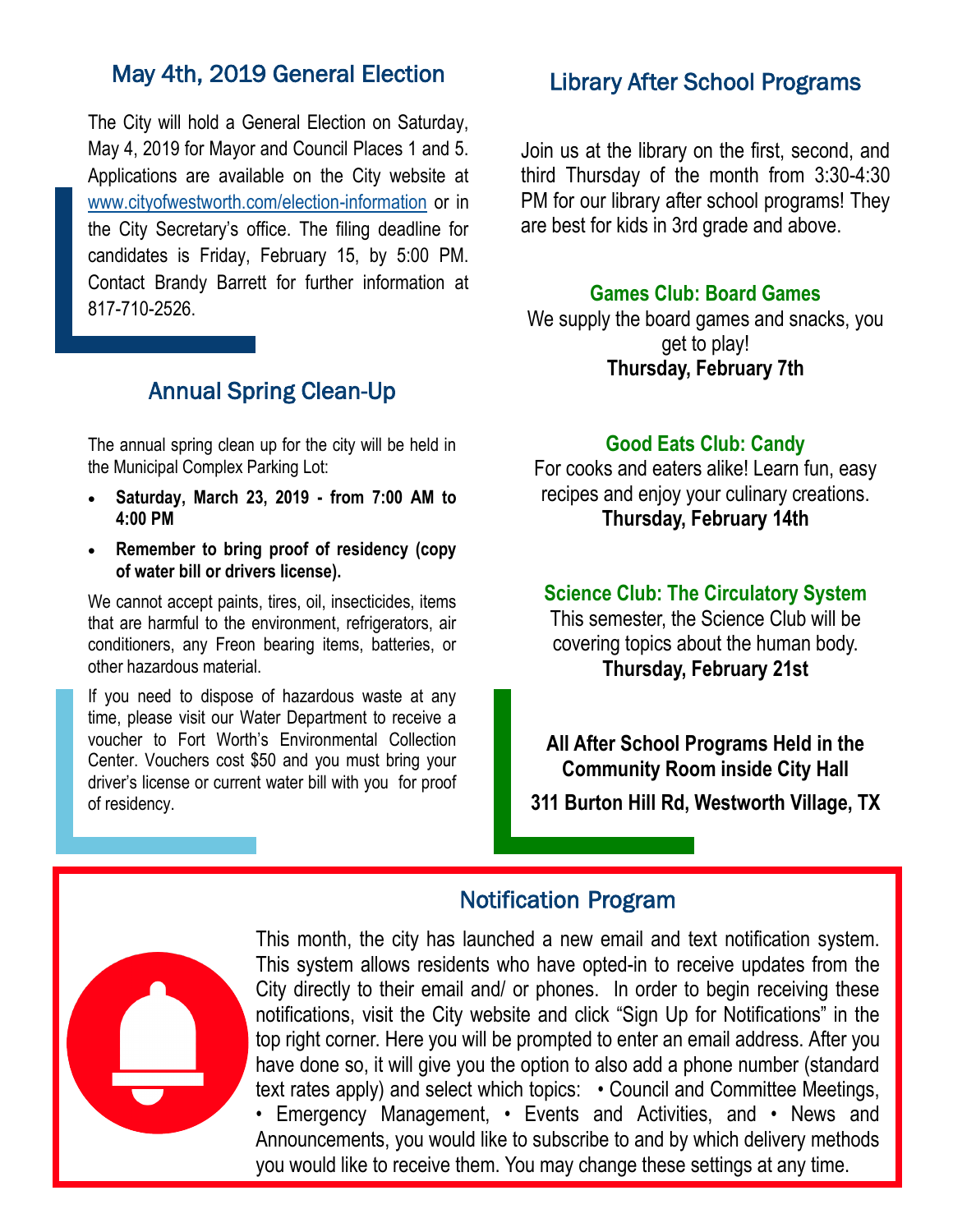## May 4th, 2019 General Election

The City will hold a General Election on Saturday, May 4, 2019 for Mayor and Council Places 1 and 5. Applications are available on the City website at www.cityofwestworth.com/election-information or in the City Secretary's office. The filing deadline for candidates is Friday, February 15, by 5:00 PM. Contact Brandy Barrett for further information at 817-710-2526.

## Annual Spring Clean-Up

The annual spring clean up for the city will be held in the Municipal Complex Parking Lot:

- **Saturday, March 23, 2019 - from 7:00 AM to 4:00 PM**
- **Remember to bring proof of residency (copy of water bill or drivers license).**

We cannot accept paints, tires, oil, insecticides, items that are harmful to the environment, refrigerators, air conditioners, any Freon bearing items, batteries, or other hazardous material.

If you need to dispose of hazardous waste at any time, please visit our Water Department to receive a voucher to Fort Worth's Environmental Collection Center. Vouchers cost $50 and you must bring your driver's license or current water bill with you for proof of residency.

## Library After School Programs

Join us at the library on the first, second, and third Thursday of the month from 3:30-4:30 PM for our library after school programs! They are best for kids in 3rd grade and above.

### Games Club: Board Games

We supply the board games and snacks, you get to play!

**Thursday, February 7th**

### Good Eats Club: Candy

For cooks and eaters alike! Learn fun, easy recipes and enjoy your culinary creations.

**Thursday, February 14th**

### Science Club: The Circulatory System

This semester, the Science Club will be covering topics about the human body.

**Thursday, February 21st**

**All After School Programs Held in the Community Room inside City Hall**

**311 Burton Hill Rd, Westworth Village, TX**

## Notification Program

This month, the city has launched a new email and text notification system. This system allows residents who have opted-in to receive updates from the City directly to their email and/ or phones. In order to begin receiving these notifications, visit the City website and click "Sign Up for Notifications" in the top right corner. Here you will be prompted to enter an email address. After you have done so, it will give you the option to also add a phone number (standard text rates apply) and select which topics: • Council and Committee Meetings, • Emergency Management, • Events and Activities, and • News and Announcements, you would like to subscribe to and by which delivery methods you would like to receive them. You may change these settings at any time.